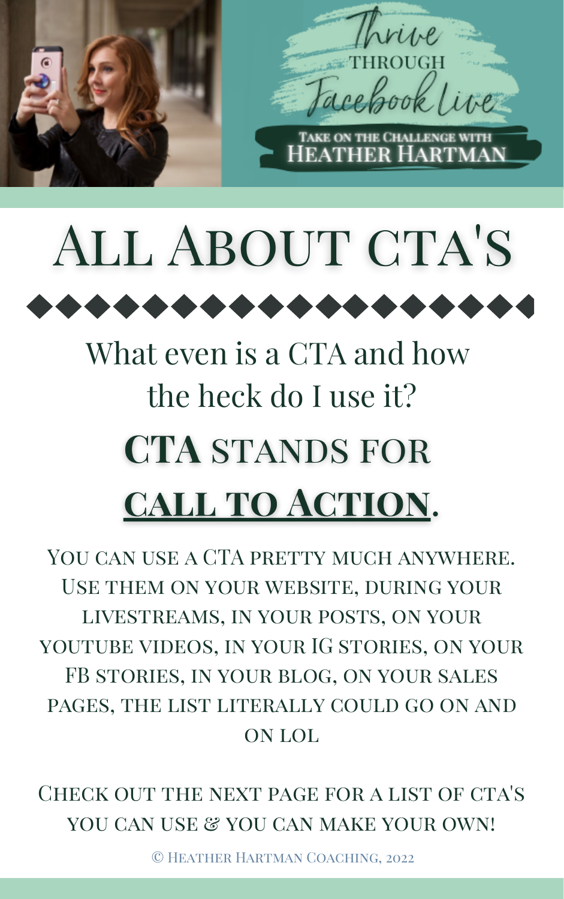Thrive THROUGH Facebook Live

TAKE ON THE CHALLENGE WITH HEATHER HARTMAN

# All About CTA's

What even is a CTA and how the heck do I use it?

## **CTA** stands for **call to Action**.

You can use a CTA pretty much anywhere. Use them on your website, during your livestreams, in your posts, on your youtube videos, in your IG stories, on your FB stories, in your blog, on your sales pages, the list literally could go on and on lol

Check out the next page for a list of cta's you can use & you can make your own!

© Heather Hartman Coaching, 2022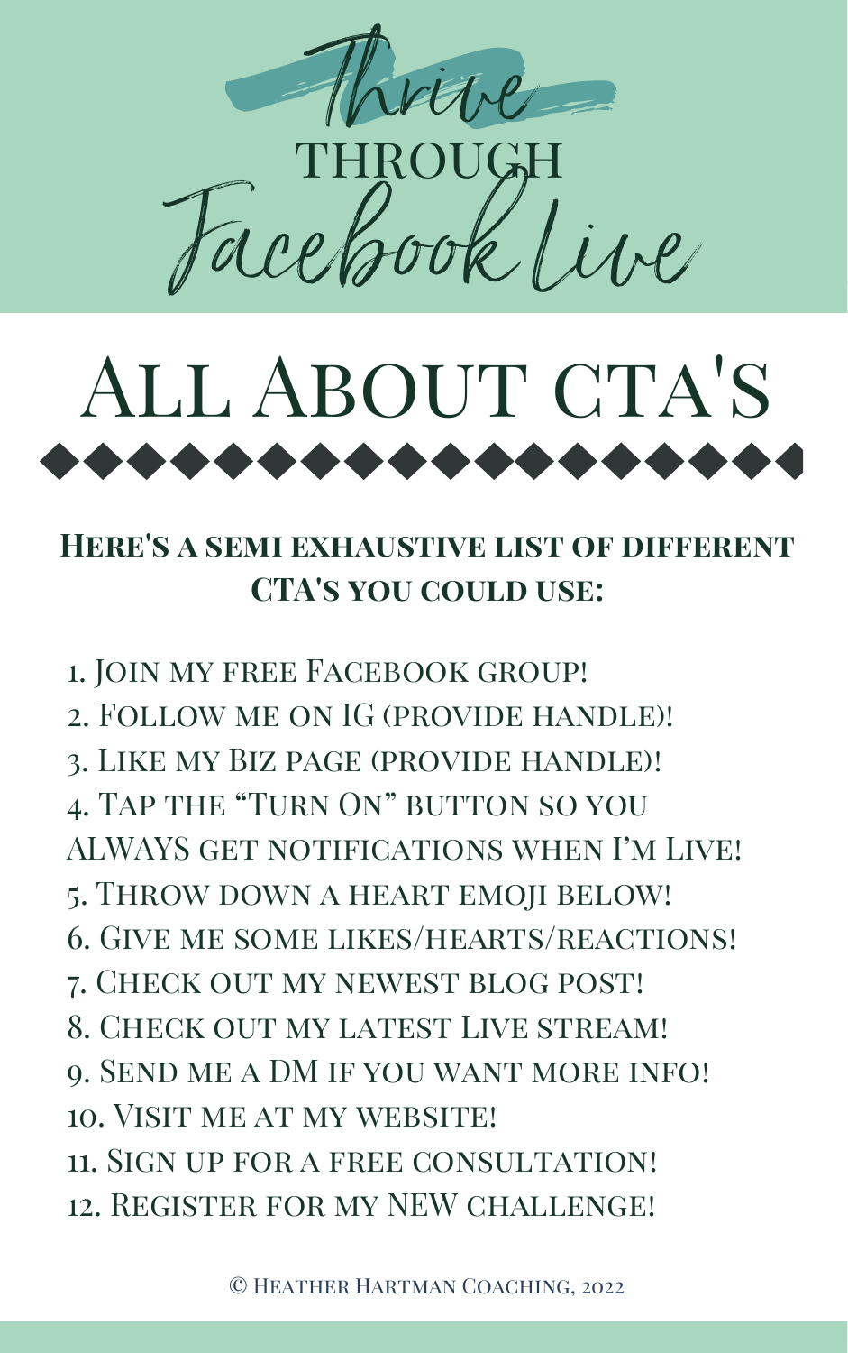# Thrive through Facebook Live

## All About CTA's

### Here's a semi exhaustive list of different CTA's you could use:

1. Join my free Facebook group!
2. Follow me on IG (provide handle)!
3. Like my Biz page (provide handle)!
4. Tap the "Turn On" button so you ALWAYS get notifications when I'm Live!
5. Throw down a heart emoji below!
6. Give me some likes/hearts/reactions!
7. Check out my newest blog post!
8. Check out my latest Live stream!
9. Send me a DM if you want more info!
10. Visit me at my website!
11. Sign up for a free consultation!
12. Register for my NEW challenge!

© Heather Hartman Coaching, 2022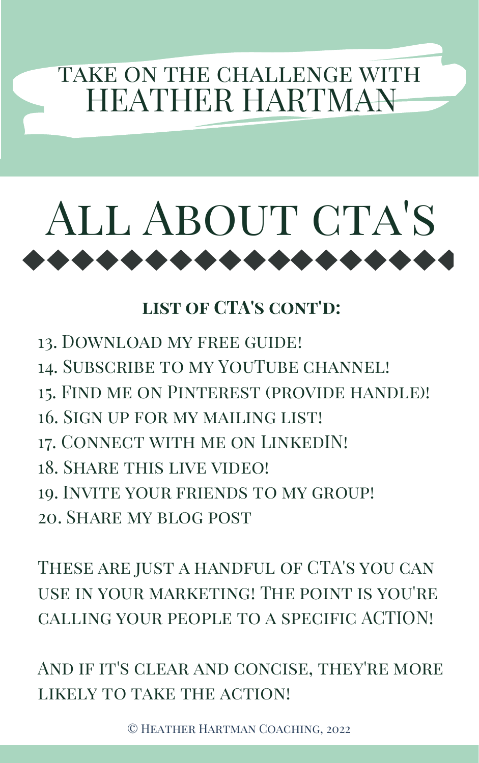Take on the challenge with
Heather Hartman

# All About CTA's

### list of CTA's cont'd:

13. Download my free guide!
14. Subscribe to my YouTube channel!
15. Find me on Pinterest (provide handle)!
16. Sign up for my mailing list!
17. Connect with me on LinkedIN!
18. Share this live video!
19. Invite your friends to my group!
20. Share my blog post

These are just a handful of CTA's you can use in your marketing! The point is you're calling your people to a specific ACTION!

And if it's clear and concise, they're more likely to take the action!

© Heather Hartman Coaching, 2022